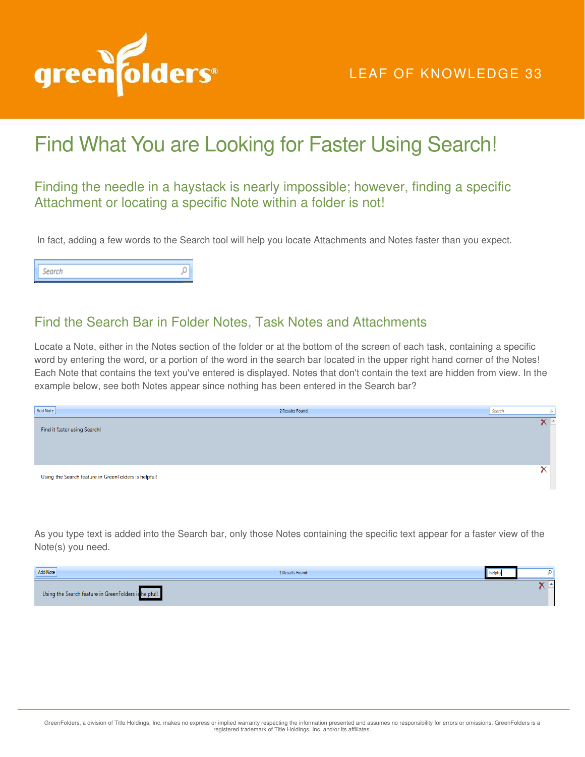LEAF OF KNOWLEDGE 33

# Find What You are Looking for Faster Using Search!

### Finding the needle in a haystack is nearly impossible; however, finding a specific Attachment or locating a specific Note within a folder is not!

In fact, adding a few words to the Search tool will help you locate Attachments and Notes faster than you expect.

## Find the Search Bar in Folder Notes, Task Notes and Attachments

Locate a Note, either in the Notes section of the folder or at the bottom of the screen of each task, containing a specific word by entering the word, or a portion of the word in the search bar located in the upper right hand corner of the Notes! Each Note that contains the text you've entered is displayed. Notes that don't contain the text are hidden from view. In the example below, see both Notes appear since nothing has been entered in the Search bar?

As you type text is added into the Search bar, only those Notes containing the specific text appear for a faster view of the Note(s) you need.

GreenFolders, a division of Title Holdings, Inc. makes no express or implied warranty respecting the information presented and assumes no responsibility for errors or omissions. GreenFolders is a registered trademark of Title Holdings, Inc. and/or its affiliates.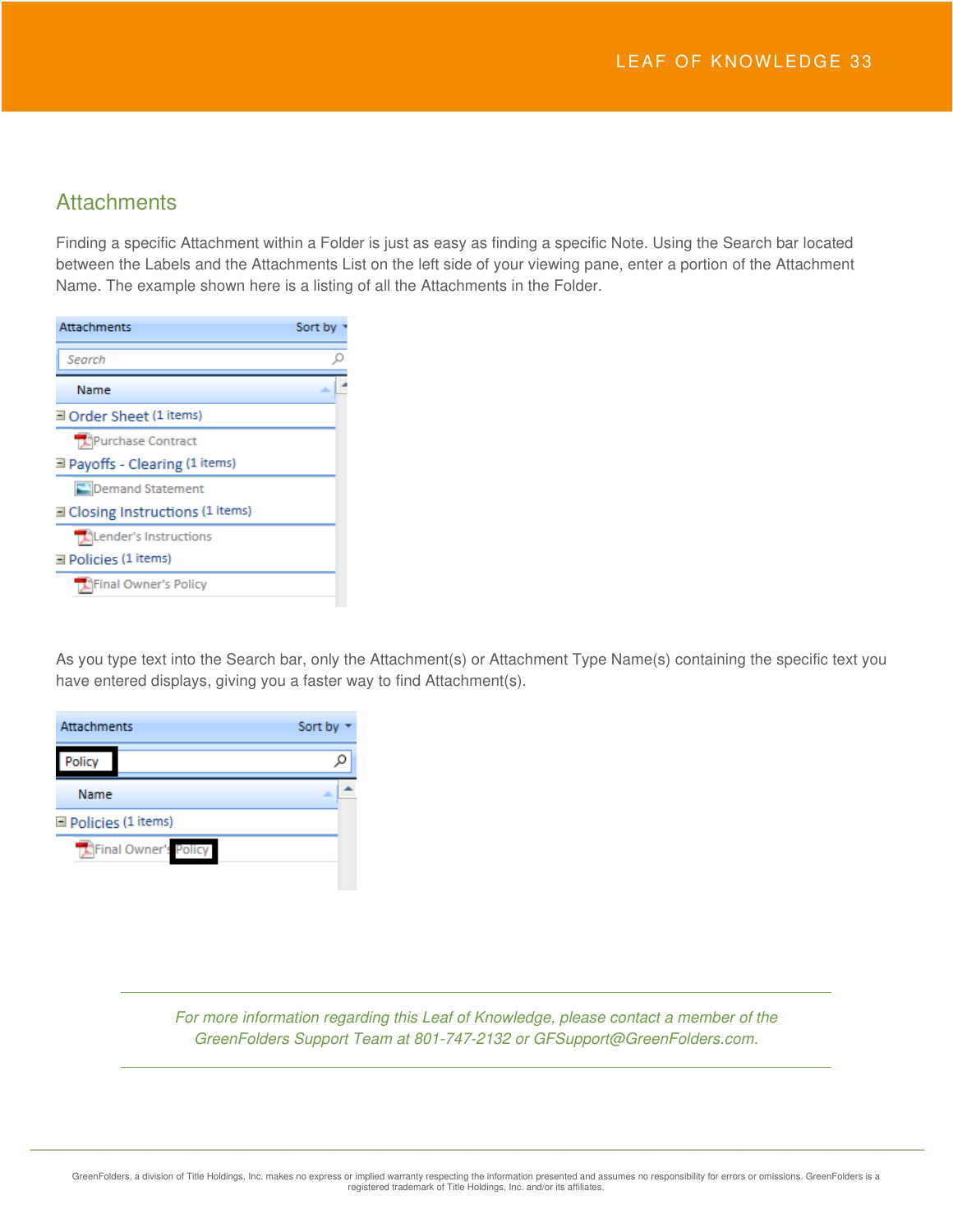## Attachments

Finding a specific Attachment within a Folder is just as easy as finding a specific Note. Using the Search bar located between the Labels and the Attachments List on the left side of your viewing pane, enter a portion of the Attachment Name. The example shown here is a listing of all the Attachments in the Folder.

Attachments Sort by

Search

Name

Order Sheet (1 items)

Purchase Contract

Payoffs - Clearing (1 items)

Demand Statement

Closing Instructions (1 items)

Lender's Instructions

Policies (1 items)

Final Owner's Policy

As you type text into the Search bar, only the Attachment(s) or Attachment Type Name(s) containing the specific text you have entered displays, giving you a faster way to find Attachment(s).

Attachments Sort by

Policy

Name

Policies (1 items)

Final Owner's Policy

*For more information regarding this Leaf of Knowledge, please contact a member of the GreenFolders Support Team at 801-747-2132 or GFSupport@GreenFolders.com.*

GreenFolders, a division of Title Holdings, Inc. makes no express or implied warranty respecting the information presented and assumes no responsibility for errors or omissions. GreenFolders is a registered trademark of Title Holdings, Inc. and/or its affiliates.